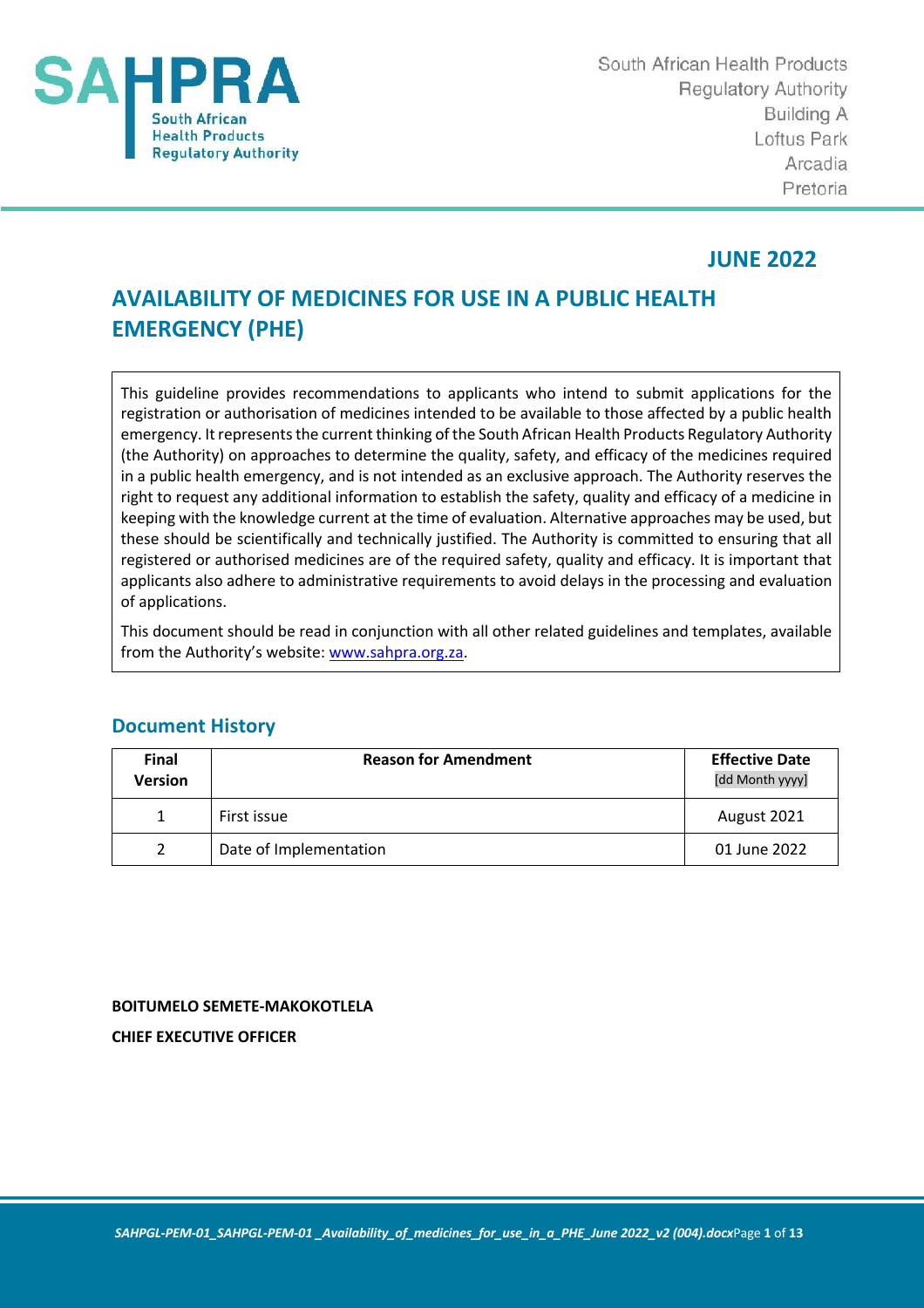South African Health Products Regulatory Authority
Building A
Loftus Park
Arcadia
Pretoria

**JUNE 2022**

# AVAILABILITY OF MEDICINES FOR USE IN A PUBLIC HEALTH EMERGENCY (PHE)

This guideline provides recommendations to applicants who intend to submit applications for the registration or authorisation of medicines intended to be available to those affected by a public health emergency. It represents the current thinking of the South African Health Products Regulatory Authority (the Authority) on approaches to determine the quality, safety, and efficacy of the medicines required in a public health emergency, and is not intended as an exclusive approach. The Authority reserves the right to request any additional information to establish the safety, quality and efficacy of a medicine in keeping with the knowledge current at the time of evaluation. Alternative approaches may be used, but these should be scientifically and technically justified. The Authority is committed to ensuring that all registered or authorised medicines are of the required safety, quality and efficacy. It is important that applicants also adhere to administrative requirements to avoid delays in the processing and evaluation of applications.

This document should be read in conjunction with all other related guidelines and templates, available from the Authority's website: www.sahpra.org.za.

## Document History

| Final Version | Reason for Amendment | Effective Date [dd Month yyyy] |
|---|---|---|
| 1 | First issue | August 2021 |
| 2 | Date of Implementation | 01 June 2022 |

**BOITUMELO SEMETE-MAKOKOTLELA**

**CHIEF EXECUTIVE OFFICER**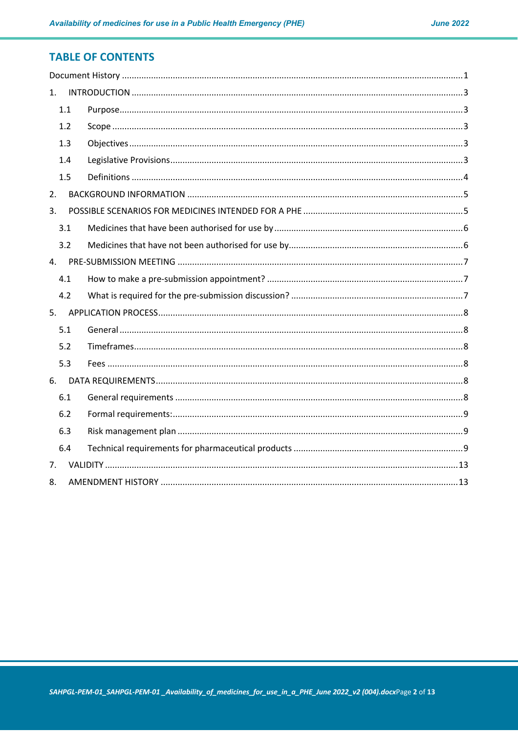## TABLE OF CONTENTS

Document History ............................................................................................................................1

1. INTRODUCTION ........................................................................................................................3

    1.1 Purpose.................................................................................................................................3

    1.2 Scope ....................................................................................................................................3

    1.3 Objectives .............................................................................................................................3

    1.4 Legislative Provisions.............................................................................................................3

    1.5 Definitions ............................................................................................................................4

2. BACKGROUND INFORMATION ..................................................................................................5

3. POSSIBLE SCENARIOS FOR MEDICINES INTENDED FOR A PHE ...................................................5

    3.1 Medicines that have been authorised for use by ..................................................................6

    3.2 Medicines that have not been authorised for use by............................................................6

4. PRE-SUBMISSION MEETING ......................................................................................................7

    4.1 How to make a pre-submission appointment? .....................................................................7

    4.2 What is required for the pre-submission discussion? ..........................................................7

5. APPLICATION PROCESS..............................................................................................................8

    5.1 General .................................................................................................................................8

    5.2 Timeframes...........................................................................................................................8

    5.3 Fees ......................................................................................................................................8

6. DATA REQUIREMENTS...............................................................................................................8

    6.1 General requirements ..........................................................................................................8

    6.2 Formal requirements:............................................................................................................9

    6.3 Risk management plan .........................................................................................................9

    6.4 Technical requirements for pharmaceutical products ..........................................................9

7. VALIDITY ....................................................................................................................................13

8. AMENDMENT HISTORY .............................................................................................................13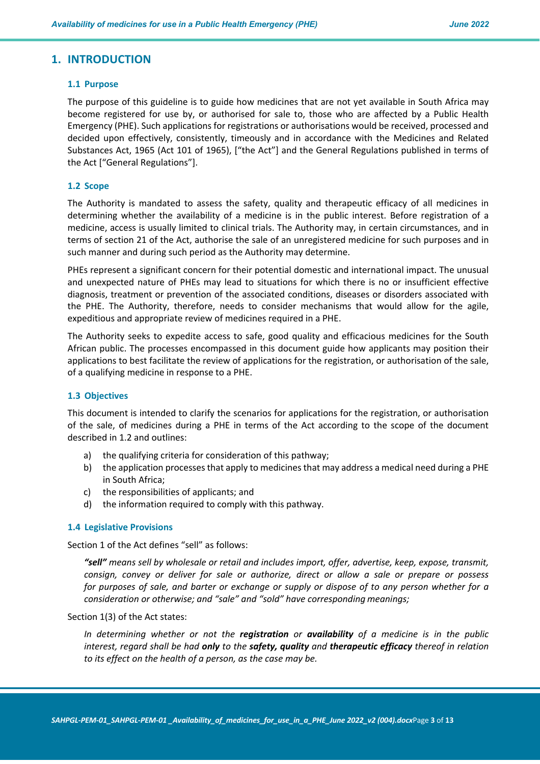# 1. INTRODUCTION

## 1.1 Purpose

The purpose of this guideline is to guide how medicines that are not yet available in South Africa may become registered for use by, or authorised for sale to, those who are affected by a Public Health Emergency (PHE). Such applications for registrations or authorisations would be received, processed and decided upon effectively, consistently, timeously and in accordance with the Medicines and Related Substances Act, 1965 (Act 101 of 1965), ["the Act"] and the General Regulations published in terms of the Act ["General Regulations"].

## 1.2 Scope

The Authority is mandated to assess the safety, quality and therapeutic efficacy of all medicines in determining whether the availability of a medicine is in the public interest. Before registration of a medicine, access is usually limited to clinical trials. The Authority may, in certain circumstances, and in terms of section 21 of the Act, authorise the sale of an unregistered medicine for such purposes and in such manner and during such period as the Authority may determine.

PHEs represent a significant concern for their potential domestic and international impact. The unusual and unexpected nature of PHEs may lead to situations for which there is no or insufficient effective diagnosis, treatment or prevention of the associated conditions, diseases or disorders associated with the PHE. The Authority, therefore, needs to consider mechanisms that would allow for the agile, expeditious and appropriate review of medicines required in a PHE.

The Authority seeks to expedite access to safe, good quality and efficacious medicines for the South African public. The processes encompassed in this document guide how applicants may position their applications to best facilitate the review of applications for the registration, or authorisation of the sale, of a qualifying medicine in response to a PHE.

## 1.3 Objectives

This document is intended to clarify the scenarios for applications for the registration, or authorisation of the sale, of medicines during a PHE in terms of the Act according to the scope of the document described in 1.2 and outlines:

a) the qualifying criteria for consideration of this pathway;
b) the application processes that apply to medicines that may address a medical need during a PHE in South Africa;
c) the responsibilities of applicants; and
d) the information required to comply with this pathway.

## 1.4 Legislative Provisions

Section 1 of the Act defines "sell" as follows:

> ***"sell"*** *means sell by wholesale or retail and includes import, offer, advertise, keep, expose, transmit, consign, convey or deliver for sale or authorize, direct or allow a sale or prepare or possess for purposes of sale, and barter or exchange or supply or dispose of to any person whether for a consideration or otherwise; and "sale" and "sold" have corresponding meanings;*

Section 1(3) of the Act states:

> *In determining whether or not the **registration** or **availability** of a medicine is in the public interest, regard shall be had **only** to the **safety, quality** and **therapeutic efficacy** thereof in relation to its effect on the health of a person, as the case may be.*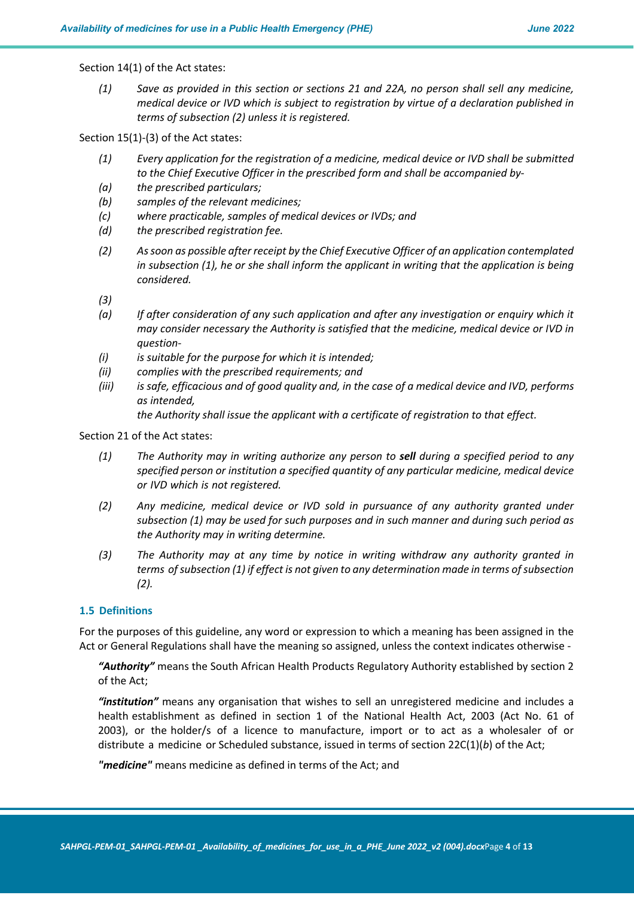Section 14(1) of the Act states:

*(1) Save as provided in this section or sections 21 and 22A, no person shall sell any medicine, medical device or IVD which is subject to registration by virtue of a declaration published in terms of subsection (2) unless it is registered.*

Section 15(1)-(3) of the Act states:

*(1) Every application for the registration of a medicine, medical device or IVD shall be submitted to the Chief Executive Officer in the prescribed form and shall be accompanied by-*
*(a) the prescribed particulars;*
*(b) samples of the relevant medicines;*
*(c) where practicable, samples of medical devices or IVDs; and*
*(d) the prescribed registration fee.*

*(2) As soon as possible after receipt by the Chief Executive Officer of an application contemplated in subsection (1), he or she shall inform the applicant in writing that the application is being considered.*

*(3)*
*(a) If after consideration of any such application and after any investigation or enquiry which it may consider necessary the Authority is satisfied that the medicine, medical device or IVD in question-*
*(i) is suitable for the purpose for which it is intended;*
*(ii) complies with the prescribed requirements; and*
*(iii) is safe, efficacious and of good quality and, in the case of a medical device and IVD, performs as intended,*
*the Authority shall issue the applicant with a certificate of registration to that effect.*

Section 21 of the Act states:

*(1) The Authority may in writing authorize any person to **sell** during a specified period to any specified person or institution a specified quantity of any particular medicine, medical device or IVD which is not registered.*

*(2) Any medicine, medical device or IVD sold in pursuance of any authority granted under subsection (1) may be used for such purposes and in such manner and during such period as the Authority may in writing determine.*

*(3) The Authority may at any time by notice in writing withdraw any authority granted in terms of subsection (1) if effect is not given to any determination made in terms of subsection (2).*

### 1.5 Definitions

For the purposes of this guideline, any word or expression to which a meaning has been assigned in the Act or General Regulations shall have the meaning so assigned, unless the context indicates otherwise -

***"Authority"*** means the South African Health Products Regulatory Authority established by section 2 of the Act;

***"institution"*** means any organisation that wishes to sell an unregistered medicine and includes a health establishment as defined in section 1 of the National Health Act, 2003 (Act No. 61 of 2003), or the holder/s of a licence to manufacture, import or to act as a wholesaler of or distribute a medicine or Scheduled substance, issued in terms of section 22C(1)(*b*) of the Act;

***"medicine"*** means medicine as defined in terms of the Act; and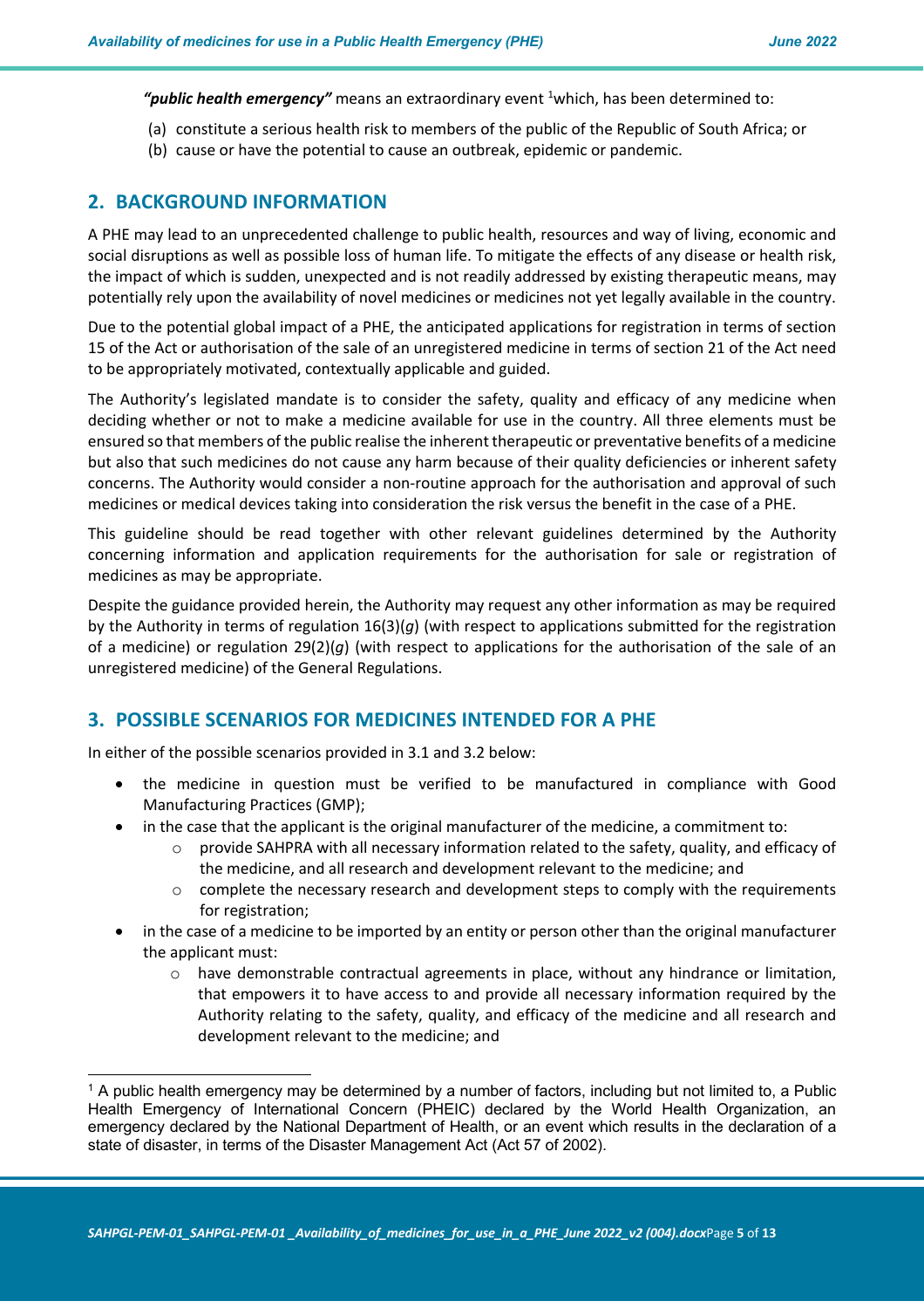***"public health emergency"*** means an extraordinary event [1]which, has been determined to:

(a) constitute a serious health risk to members of the public of the Republic of South Africa; or
(b) cause or have the potential to cause an outbreak, epidemic or pandemic.

## 2. BACKGROUND INFORMATION

A PHE may lead to an unprecedented challenge to public health, resources and way of living, economic and social disruptions as well as possible loss of human life. To mitigate the effects of any disease or health risk, the impact of which is sudden, unexpected and is not readily addressed by existing therapeutic means, may potentially rely upon the availability of novel medicines or medicines not yet legally available in the country.

Due to the potential global impact of a PHE, the anticipated applications for registration in terms of section 15 of the Act or authorisation of the sale of an unregistered medicine in terms of section 21 of the Act need to be appropriately motivated, contextually applicable and guided.

The Authority's legislated mandate is to consider the safety, quality and efficacy of any medicine when deciding whether or not to make a medicine available for use in the country. All three elements must be ensured so that members of the public realise the inherent therapeutic or preventative benefits of a medicine but also that such medicines do not cause any harm because of their quality deficiencies or inherent safety concerns. The Authority would consider a non-routine approach for the authorisation and approval of such medicines or medical devices taking into consideration the risk versus the benefit in the case of a PHE.

This guideline should be read together with other relevant guidelines determined by the Authority concerning information and application requirements for the authorisation for sale or registration of medicines as may be appropriate.

Despite the guidance provided herein, the Authority may request any other information as may be required by the Authority in terms of regulation 16(3)(*g*) (with respect to applications submitted for the registration of a medicine) or regulation 29(2)(*g*) (with respect to applications for the authorisation of the sale of an unregistered medicine) of the General Regulations.

## 3. POSSIBLE SCENARIOS FOR MEDICINES INTENDED FOR A PHE

In either of the possible scenarios provided in 3.1 and 3.2 below:

- the medicine in question must be verified to be manufactured in compliance with Good Manufacturing Practices (GMP);
- in the case that the applicant is the original manufacturer of the medicine, a commitment to:
  - provide SAHPRA with all necessary information related to the safety, quality, and efficacy of the medicine, and all research and development relevant to the medicine; and
  - complete the necessary research and development steps to comply with the requirements for registration;
- in the case of a medicine to be imported by an entity or person other than the original manufacturer the applicant must:
  - have demonstrable contractual agreements in place, without any hindrance or limitation, that empowers it to have access to and provide all necessary information required by the Authority relating to the safety, quality, and efficacy of the medicine and all research and development relevant to the medicine; and

[1] A public health emergency may be determined by a number of factors, including but not limited to, a Public Health Emergency of International Concern (PHEIC) declared by the World Health Organization, an emergency declared by the National Department of Health, or an event which results in the declaration of a state of disaster, in terms of the Disaster Management Act (Act 57 of 2002).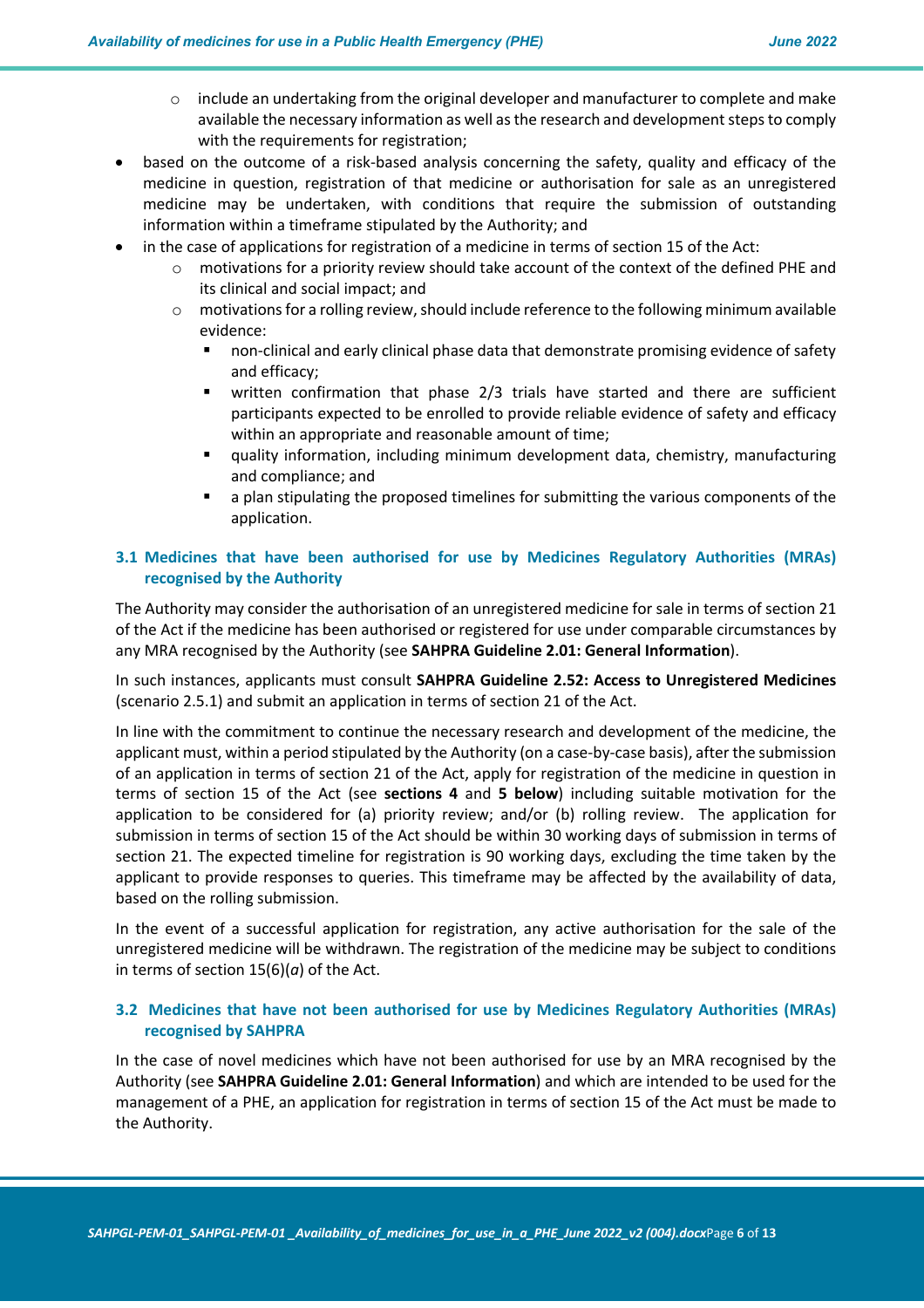- include an undertaking from the original developer and manufacturer to complete and make available the necessary information as well as the research and development steps to comply with the requirements for registration;
- based on the outcome of a risk-based analysis concerning the safety, quality and efficacy of the medicine in question, registration of that medicine or authorisation for sale as an unregistered medicine may be undertaken, with conditions that require the submission of outstanding information within a timeframe stipulated by the Authority; and
- in the case of applications for registration of a medicine in terms of section 15 of the Act:
  - motivations for a priority review should take account of the context of the defined PHE and its clinical and social impact; and
  - motivations for a rolling review, should include reference to the following minimum available evidence:
    - non-clinical and early clinical phase data that demonstrate promising evidence of safety and efficacy;
    - written confirmation that phase 2/3 trials have started and there are sufficient participants expected to be enrolled to provide reliable evidence of safety and efficacy within an appropriate and reasonable amount of time;
    - quality information, including minimum development data, chemistry, manufacturing and compliance; and
    - a plan stipulating the proposed timelines for submitting the various components of the application.

### 3.1 Medicines that have been authorised for use by Medicines Regulatory Authorities (MRAs) recognised by the Authority

The Authority may consider the authorisation of an unregistered medicine for sale in terms of section 21 of the Act if the medicine has been authorised or registered for use under comparable circumstances by any MRA recognised by the Authority (see **SAHPRA Guideline 2.01: General Information**).

In such instances, applicants must consult **SAHPRA Guideline 2.52: Access to Unregistered Medicines** (scenario 2.5.1) and submit an application in terms of section 21 of the Act.

In line with the commitment to continue the necessary research and development of the medicine, the applicant must, within a period stipulated by the Authority (on a case-by-case basis), after the submission of an application in terms of section 21 of the Act, apply for registration of the medicine in question in terms of section 15 of the Act (see **sections 4** and **5 below**) including suitable motivation for the application to be considered for (a) priority review; and/or (b) rolling review. The application for submission in terms of section 15 of the Act should be within 30 working days of submission in terms of section 21. The expected timeline for registration is 90 working days, excluding the time taken by the applicant to provide responses to queries. This timeframe may be affected by the availability of data, based on the rolling submission.

In the event of a successful application for registration, any active authorisation for the sale of the unregistered medicine will be withdrawn. The registration of the medicine may be subject to conditions in terms of section 15(6)(*a*) of the Act.

### 3.2 Medicines that have not been authorised for use by Medicines Regulatory Authorities (MRAs) recognised by SAHPRA

In the case of novel medicines which have not been authorised for use by an MRA recognised by the Authority (see **SAHPRA Guideline 2.01: General Information**) and which are intended to be used for the management of a PHE, an application for registration in terms of section 15 of the Act must be made to the Authority.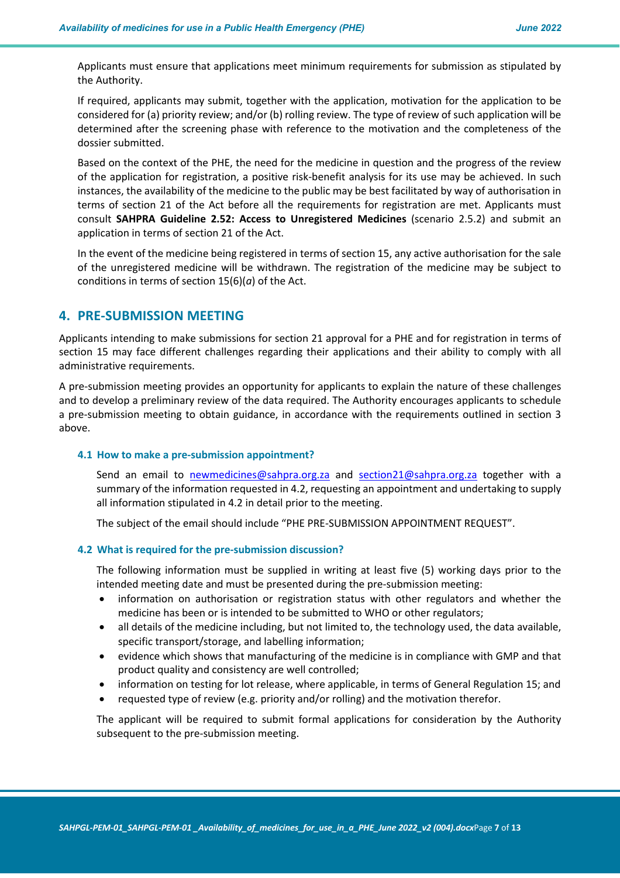Applicants must ensure that applications meet minimum requirements for submission as stipulated by the Authority.

If required, applicants may submit, together with the application, motivation for the application to be considered for (a) priority review; and/or (b) rolling review. The type of review of such application will be determined after the screening phase with reference to the motivation and the completeness of the dossier submitted.

Based on the context of the PHE, the need for the medicine in question and the progress of the review of the application for registration, a positive risk-benefit analysis for its use may be achieved. In such instances, the availability of the medicine to the public may be best facilitated by way of authorisation in terms of section 21 of the Act before all the requirements for registration are met. Applicants must consult **SAHPRA Guideline 2.52: Access to Unregistered Medicines** (scenario 2.5.2) and submit an application in terms of section 21 of the Act.

In the event of the medicine being registered in terms of section 15, any active authorisation for the sale of the unregistered medicine will be withdrawn. The registration of the medicine may be subject to conditions in terms of section 15(6)(*a*) of the Act.

## 4. PRE-SUBMISSION MEETING

Applicants intending to make submissions for section 21 approval for a PHE and for registration in terms of section 15 may face different challenges regarding their applications and their ability to comply with all administrative requirements.

A pre-submission meeting provides an opportunity for applicants to explain the nature of these challenges and to develop a preliminary review of the data required. The Authority encourages applicants to schedule a pre-submission meeting to obtain guidance, in accordance with the requirements outlined in section 3 above.

### 4.1 How to make a pre-submission appointment?

Send an email to newmedicines@sahpra.org.za and section21@sahpra.org.za together with a summary of the information requested in 4.2, requesting an appointment and undertaking to supply all information stipulated in 4.2 in detail prior to the meeting.

The subject of the email should include "PHE PRE-SUBMISSION APPOINTMENT REQUEST".

### 4.2 What is required for the pre-submission discussion?

The following information must be supplied in writing at least five (5) working days prior to the intended meeting date and must be presented during the pre-submission meeting:

- information on authorisation or registration status with other regulators and whether the medicine has been or is intended to be submitted to WHO or other regulators;
- all details of the medicine including, but not limited to, the technology used, the data available, specific transport/storage, and labelling information;
- evidence which shows that manufacturing of the medicine is in compliance with GMP and that product quality and consistency are well controlled;
- information on testing for lot release, where applicable, in terms of General Regulation 15; and
- requested type of review (e.g. priority and/or rolling) and the motivation therefor.

The applicant will be required to submit formal applications for consideration by the Authority subsequent to the pre-submission meeting.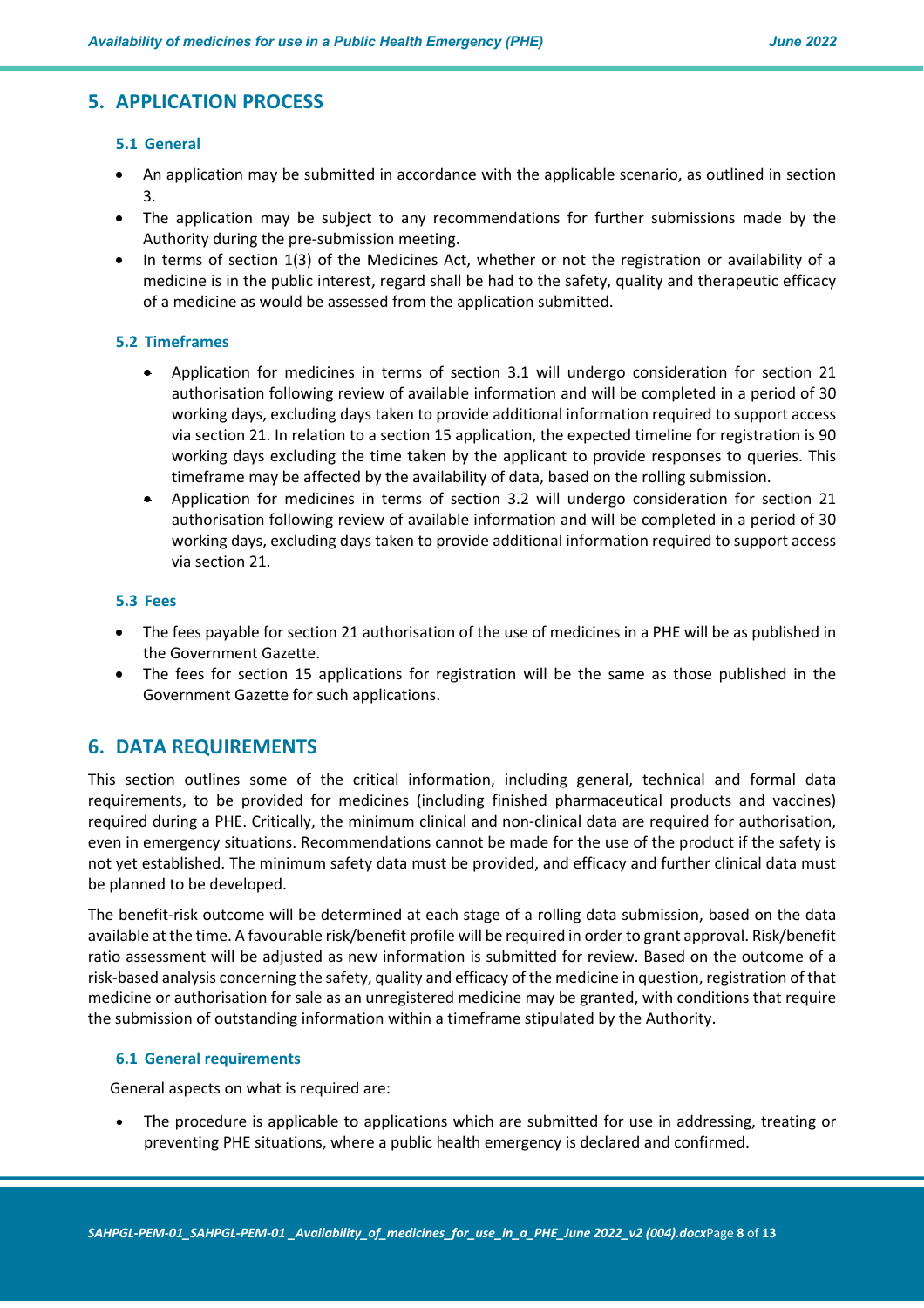## 5. APPLICATION PROCESS

### 5.1 General

- An application may be submitted in accordance with the applicable scenario, as outlined in section 3.
- The application may be subject to any recommendations for further submissions made by the Authority during the pre-submission meeting.
- In terms of section 1(3) of the Medicines Act, whether or not the registration or availability of a medicine is in the public interest, regard shall be had to the safety, quality and therapeutic efficacy of a medicine as would be assessed from the application submitted.

### 5.2 Timeframes

- Application for medicines in terms of section 3.1 will undergo consideration for section 21 authorisation following review of available information and will be completed in a period of 30 working days, excluding days taken to provide additional information required to support access via section 21. In relation to a section 15 application, the expected timeline for registration is 90 working days excluding the time taken by the applicant to provide responses to queries. This timeframe may be affected by the availability of data, based on the rolling submission.
- Application for medicines in terms of section 3.2 will undergo consideration for section 21 authorisation following review of available information and will be completed in a period of 30 working days, excluding days taken to provide additional information required to support access via section 21.

### 5.3 Fees

- The fees payable for section 21 authorisation of the use of medicines in a PHE will be as published in the Government Gazette.
- The fees for section 15 applications for registration will be the same as those published in the Government Gazette for such applications.

## 6. DATA REQUIREMENTS

This section outlines some of the critical information, including general, technical and formal data requirements, to be provided for medicines (including finished pharmaceutical products and vaccines) required during a PHE. Critically, the minimum clinical and non-clinical data are required for authorisation, even in emergency situations. Recommendations cannot be made for the use of the product if the safety is not yet established. The minimum safety data must be provided, and efficacy and further clinical data must be planned to be developed.

The benefit-risk outcome will be determined at each stage of a rolling data submission, based on the data available at the time. A favourable risk/benefit profile will be required in order to grant approval. Risk/benefit ratio assessment will be adjusted as new information is submitted for review. Based on the outcome of a risk-based analysis concerning the safety, quality and efficacy of the medicine in question, registration of that medicine or authorisation for sale as an unregistered medicine may be granted, with conditions that require the submission of outstanding information within a timeframe stipulated by the Authority.

### 6.1 General requirements

General aspects on what is required are:

- The procedure is applicable to applications which are submitted for use in addressing, treating or preventing PHE situations, where a public health emergency is declared and confirmed.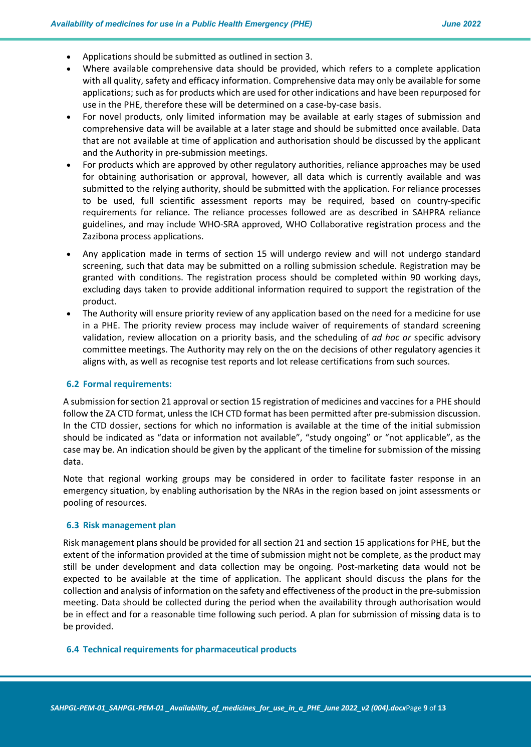- Applications should be submitted as outlined in section 3.
- Where available comprehensive data should be provided, which refers to a complete application with all quality, safety and efficacy information. Comprehensive data may only be available for some applications; such as for products which are used for other indications and have been repurposed for use in the PHE, therefore these will be determined on a case-by-case basis.
- For novel products, only limited information may be available at early stages of submission and comprehensive data will be available at a later stage and should be submitted once available. Data that are not available at time of application and authorisation should be discussed by the applicant and the Authority in pre-submission meetings.
- For products which are approved by other regulatory authorities, reliance approaches may be used for obtaining authorisation or approval, however, all data which is currently available and was submitted to the relying authority, should be submitted with the application. For reliance processes to be used, full scientific assessment reports may be required, based on country-specific requirements for reliance. The reliance processes followed are as described in SAHPRA reliance guidelines, and may include WHO-SRA approved, WHO Collaborative registration process and the Zazibona process applications.
- Any application made in terms of section 15 will undergo review and will not undergo standard screening, such that data may be submitted on a rolling submission schedule. Registration may be granted with conditions. The registration process should be completed within 90 working days, excluding days taken to provide additional information required to support the registration of the product.
- The Authority will ensure priority review of any application based on the need for a medicine for use in a PHE. The priority review process may include waiver of requirements of standard screening validation, review allocation on a priority basis, and the scheduling of *ad hoc or* specific advisory committee meetings. The Authority may rely on the on the decisions of other regulatory agencies it aligns with, as well as recognise test reports and lot release certifications from such sources.

### 6.2 Formal requirements:

A submission for section 21 approval or section 15 registration of medicines and vaccines for a PHE should follow the ZA CTD format, unless the ICH CTD format has been permitted after pre-submission discussion. In the CTD dossier, sections for which no information is available at the time of the initial submission should be indicated as “data or information not available”, “study ongoing” or “not applicable”, as the case may be. An indication should be given by the applicant of the timeline for submission of the missing data.

Note that regional working groups may be considered in order to facilitate faster response in an emergency situation, by enabling authorisation by the NRAs in the region based on joint assessments or pooling of resources.

### 6.3 Risk management plan

Risk management plans should be provided for all section 21 and section 15 applications for PHE, but the extent of the information provided at the time of submission might not be complete, as the product may still be under development and data collection may be ongoing. Post-marketing data would not be expected to be available at the time of application. The applicant should discuss the plans for the collection and analysis of information on the safety and effectiveness of the product in the pre-submission meeting. Data should be collected during the period when the availability through authorisation would be in effect and for a reasonable time following such period. A plan for submission of missing data is to be provided.

### 6.4 Technical requirements for pharmaceutical products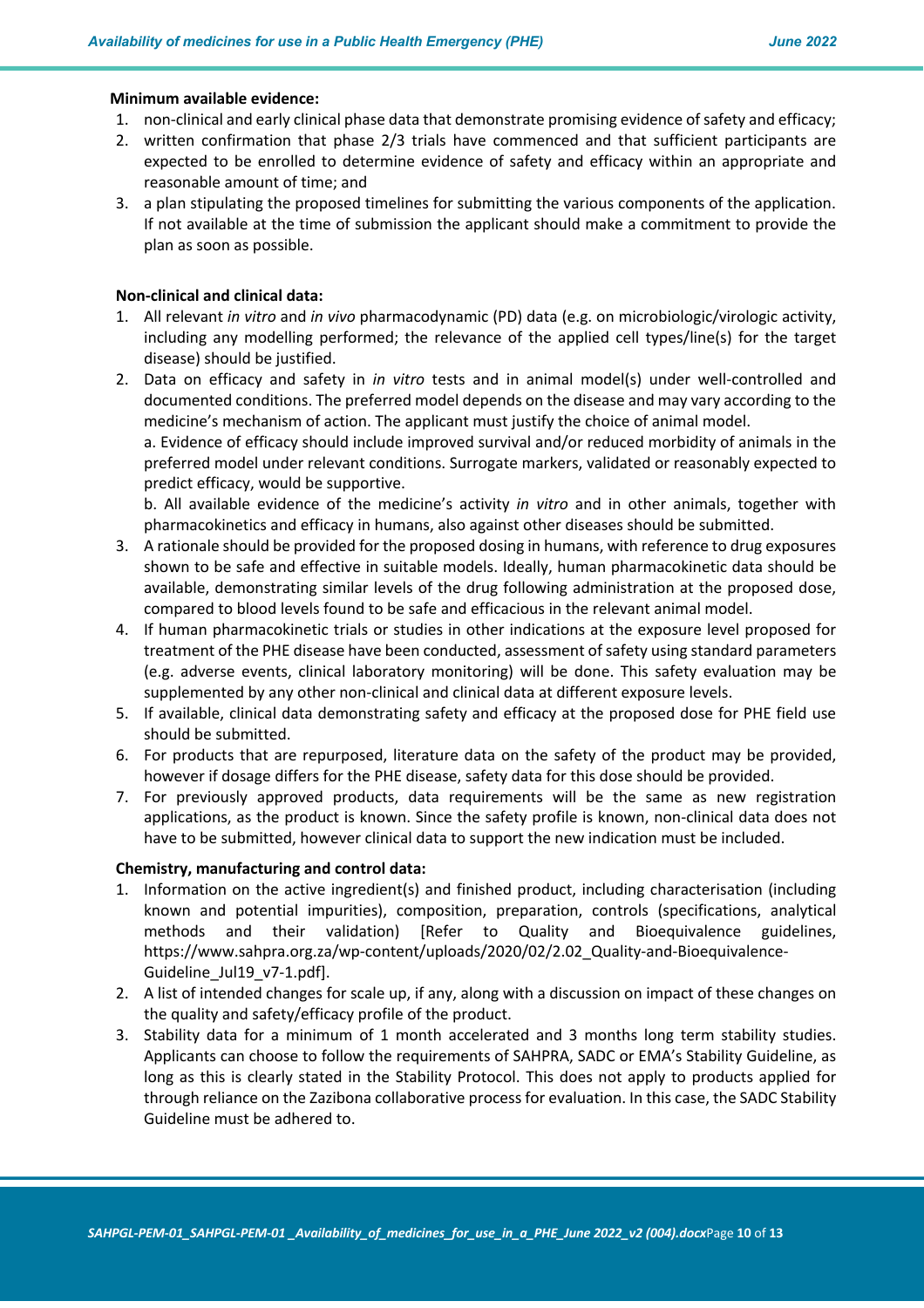**Minimum available evidence:**

1. non-clinical and early clinical phase data that demonstrate promising evidence of safety and efficacy;
2. written confirmation that phase 2/3 trials have commenced and that sufficient participants are expected to be enrolled to determine evidence of safety and efficacy within an appropriate and reasonable amount of time; and
3. a plan stipulating the proposed timelines for submitting the various components of the application. If not available at the time of submission the applicant should make a commitment to provide the plan as soon as possible.

**Non-clinical and clinical data:**

1. All relevant *in vitro* and *in vivo* pharmacodynamic (PD) data (e.g. on microbiologic/virologic activity, including any modelling performed; the relevance of the applied cell types/line(s) for the target disease) should be justified.
2. Data on efficacy and safety in *in vitro* tests and in animal model(s) under well-controlled and documented conditions. The preferred model depends on the disease and may vary according to the medicine's mechanism of action. The applicant must justify the choice of animal model.
   a. Evidence of efficacy should include improved survival and/or reduced morbidity of animals in the preferred model under relevant conditions. Surrogate markers, validated or reasonably expected to predict efficacy, would be supportive.
   b. All available evidence of the medicine's activity *in vitro* and in other animals, together with pharmacokinetics and efficacy in humans, also against other diseases should be submitted.
3. A rationale should be provided for the proposed dosing in humans, with reference to drug exposures shown to be safe and effective in suitable models. Ideally, human pharmacokinetic data should be available, demonstrating similar levels of the drug following administration at the proposed dose, compared to blood levels found to be safe and efficacious in the relevant animal model.
4. If human pharmacokinetic trials or studies in other indications at the exposure level proposed for treatment of the PHE disease have been conducted, assessment of safety using standard parameters (e.g. adverse events, clinical laboratory monitoring) will be done. This safety evaluation may be supplemented by any other non-clinical and clinical data at different exposure levels.
5. If available, clinical data demonstrating safety and efficacy at the proposed dose for PHE field use should be submitted.
6. For products that are repurposed, literature data on the safety of the product may be provided, however if dosage differs for the PHE disease, safety data for this dose should be provided.
7. For previously approved products, data requirements will be the same as new registration applications, as the product is known. Since the safety profile is known, non-clinical data does not have to be submitted, however clinical data to support the new indication must be included.

**Chemistry, manufacturing and control data:**

1. Information on the active ingredient(s) and finished product, including characterisation (including known and potential impurities), composition, preparation, controls (specifications, analytical methods and their validation) [Refer to Quality and Bioequivalence guidelines, https://www.sahpra.org.za/wp-content/uploads/2020/02/2.02_Quality-and-Bioequivalence-Guideline_Jul19_v7-1.pdf].
2. A list of intended changes for scale up, if any, along with a discussion on impact of these changes on the quality and safety/efficacy profile of the product.
3. Stability data for a minimum of 1 month accelerated and 3 months long term stability studies. Applicants can choose to follow the requirements of SAHPRA, SADC or EMA's Stability Guideline, as long as this is clearly stated in the Stability Protocol. This does not apply to products applied for through reliance on the Zazibona collaborative process for evaluation. In this case, the SADC Stability Guideline must be adhered to.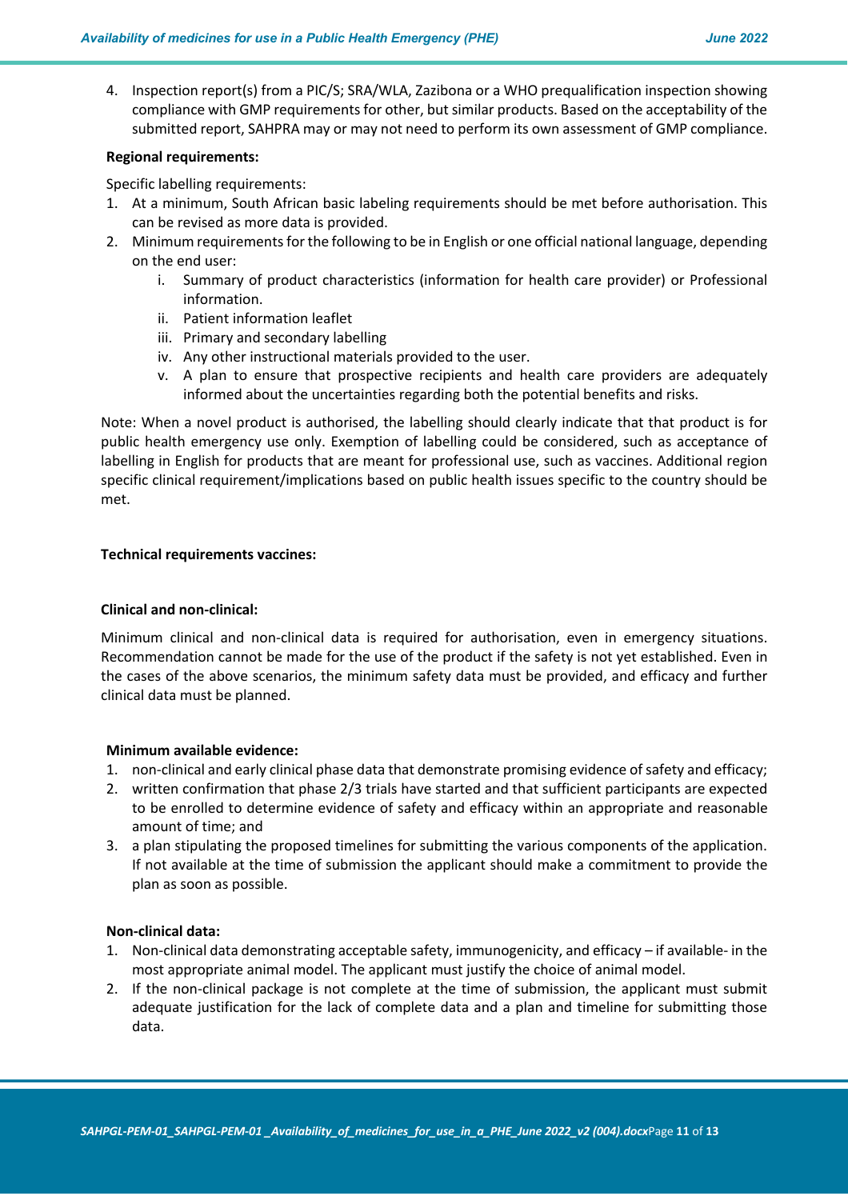4. Inspection report(s) from a PIC/S; SRA/WLA, Zazibona or a WHO prequalification inspection showing compliance with GMP requirements for other, but similar products. Based on the acceptability of the submitted report, SAHPRA may or may not need to perform its own assessment of GMP compliance.

**Regional requirements:**

Specific labelling requirements:

1. At a minimum, South African basic labeling requirements should be met before authorisation. This can be revised as more data is provided.
2. Minimum requirements for the following to be in English or one official national language, depending on the end user:
   i. Summary of product characteristics (information for health care provider) or Professional information.
   ii. Patient information leaflet
   iii. Primary and secondary labelling
   iv. Any other instructional materials provided to the user.
   v. A plan to ensure that prospective recipients and health care providers are adequately informed about the uncertainties regarding both the potential benefits and risks.

Note: When a novel product is authorised, the labelling should clearly indicate that that product is for public health emergency use only. Exemption of labelling could be considered, such as acceptance of labelling in English for products that are meant for professional use, such as vaccines. Additional region specific clinical requirement/implications based on public health issues specific to the country should be met.

**Technical requirements vaccines:**

**Clinical and non-clinical:**

Minimum clinical and non-clinical data is required for authorisation, even in emergency situations. Recommendation cannot be made for the use of the product if the safety is not yet established. Even in the cases of the above scenarios, the minimum safety data must be provided, and efficacy and further clinical data must be planned.

**Minimum available evidence:**

1. non-clinical and early clinical phase data that demonstrate promising evidence of safety and efficacy;
2. written confirmation that phase 2/3 trials have started and that sufficient participants are expected to be enrolled to determine evidence of safety and efficacy within an appropriate and reasonable amount of time; and
3. a plan stipulating the proposed timelines for submitting the various components of the application. If not available at the time of submission the applicant should make a commitment to provide the plan as soon as possible.

**Non-clinical data:**

1. Non-clinical data demonstrating acceptable safety, immunogenicity, and efficacy – if available- in the most appropriate animal model. The applicant must justify the choice of animal model.
2. If the non-clinical package is not complete at the time of submission, the applicant must submit adequate justification for the lack of complete data and a plan and timeline for submitting those data.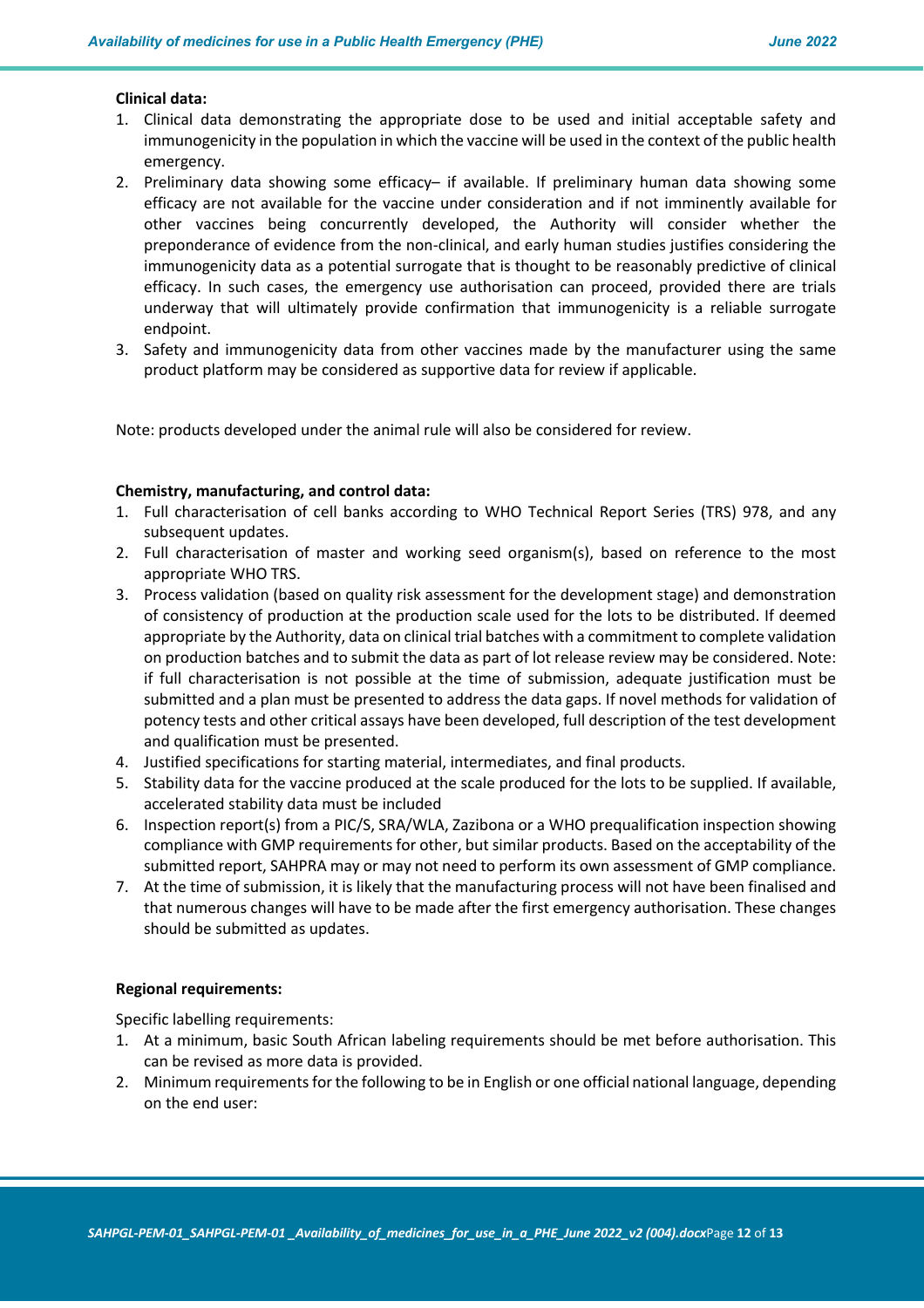**Clinical data:**

1. Clinical data demonstrating the appropriate dose to be used and initial acceptable safety and immunogenicity in the population in which the vaccine will be used in the context of the public health emergency.
2. Preliminary data showing some efficacy– if available. If preliminary human data showing some efficacy are not available for the vaccine under consideration and if not imminently available for other vaccines being concurrently developed, the Authority will consider whether the preponderance of evidence from the non-clinical, and early human studies justifies considering the immunogenicity data as a potential surrogate that is thought to be reasonably predictive of clinical efficacy. In such cases, the emergency use authorisation can proceed, provided there are trials underway that will ultimately provide confirmation that immunogenicity is a reliable surrogate endpoint.
3. Safety and immunogenicity data from other vaccines made by the manufacturer using the same product platform may be considered as supportive data for review if applicable.

Note: products developed under the animal rule will also be considered for review.

**Chemistry, manufacturing, and control data:**

1. Full characterisation of cell banks according to WHO Technical Report Series (TRS) 978, and any subsequent updates.
2. Full characterisation of master and working seed organism(s), based on reference to the most appropriate WHO TRS.
3. Process validation (based on quality risk assessment for the development stage) and demonstration of consistency of production at the production scale used for the lots to be distributed. If deemed appropriate by the Authority, data on clinical trial batches with a commitment to complete validation on production batches and to submit the data as part of lot release review may be considered. Note: if full characterisation is not possible at the time of submission, adequate justification must be submitted and a plan must be presented to address the data gaps. If novel methods for validation of potency tests and other critical assays have been developed, full description of the test development and qualification must be presented.
4. Justified specifications for starting material, intermediates, and final products.
5. Stability data for the vaccine produced at the scale produced for the lots to be supplied. If available, accelerated stability data must be included
6. Inspection report(s) from a PIC/S, SRA/WLA, Zazibona or a WHO prequalification inspection showing compliance with GMP requirements for other, but similar products. Based on the acceptability of the submitted report, SAHPRA may or may not need to perform its own assessment of GMP compliance.
7. At the time of submission, it is likely that the manufacturing process will not have been finalised and that numerous changes will have to be made after the first emergency authorisation. These changes should be submitted as updates.

**Regional requirements:**

Specific labelling requirements:

1. At a minimum, basic South African labeling requirements should be met before authorisation. This can be revised as more data is provided.
2. Minimum requirements for the following to be in English or one official national language, depending on the end user: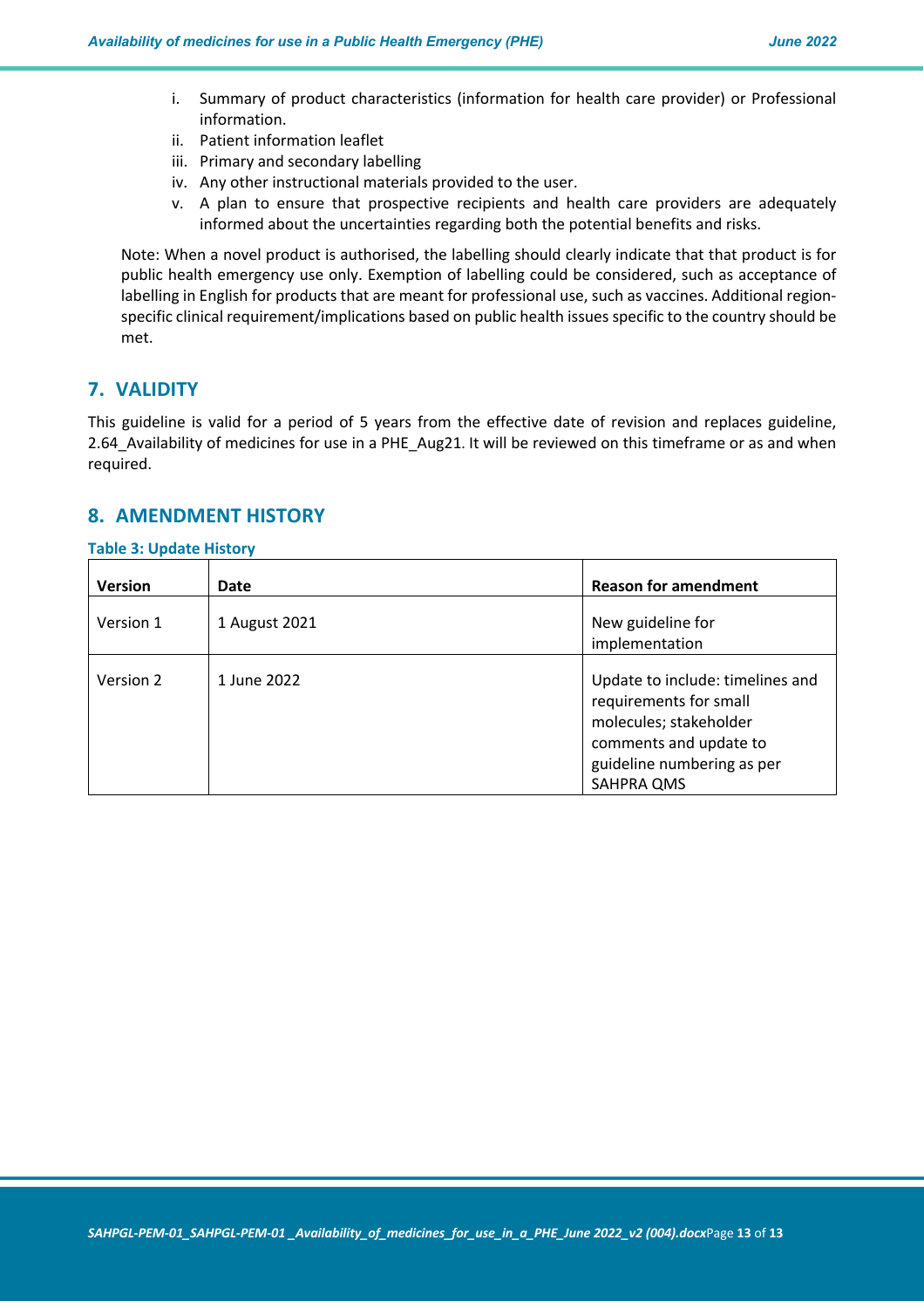i. Summary of product characteristics (information for health care provider) or Professional information.
ii. Patient information leaflet
iii. Primary and secondary labelling
iv. Any other instructional materials provided to the user.
v. A plan to ensure that prospective recipients and health care providers are adequately informed about the uncertainties regarding both the potential benefits and risks.

Note: When a novel product is authorised, the labelling should clearly indicate that that product is for public health emergency use only. Exemption of labelling could be considered, such as acceptance of labelling in English for products that are meant for professional use, such as vaccines. Additional region-specific clinical requirement/implications based on public health issues specific to the country should be met.

## 7. VALIDITY

This guideline is valid for a period of 5 years from the effective date of revision and replaces guideline, 2.64_Availability of medicines for use in a PHE_Aug21. It will be reviewed on this timeframe or as and when required.

## 8. AMENDMENT HISTORY

**Table 3: Update History**

| Version | Date | Reason for amendment |
|---|---|---|
| Version 1 | 1 August 2021 | New guideline for implementation |
| Version 2 | 1 June 2022 | Update to include: timelines and requirements for small molecules; stakeholder comments and update to guideline numbering as per SAHPRA QMS |